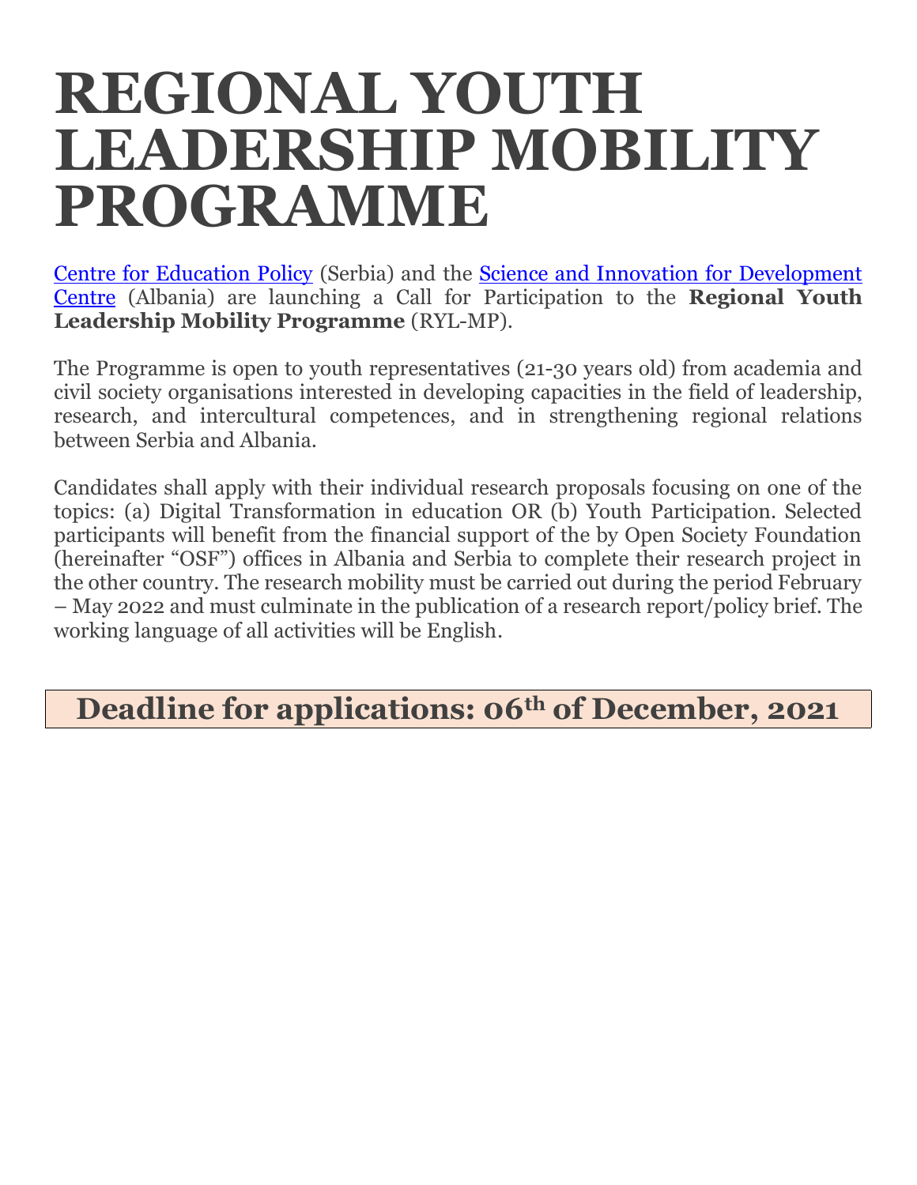# REGIONAL YOUTH LEADERSHIP MOBILITY PROGRAMME

[Centre for Education Policy](#) (Serbia) and the [Science and Innovation for Development Centre](#) (Albania) are launching a Call for Participation to the **Regional Youth Leadership Mobility Programme** (RYL-MP).

The Programme is open to youth representatives (21-30 years old) from academia and civil society organisations interested in developing capacities in the field of leadership, research, and intercultural competences, and in strengthening regional relations between Serbia and Albania.

Candidates shall apply with their individual research proposals focusing on one of the topics: (a) Digital Transformation in education OR (b) Youth Participation. Selected participants will benefit from the financial support of the by Open Society Foundation (hereinafter "OSF") offices in Albania and Serbia to complete their research project in the other country. The research mobility must be carried out during the period February – May 2022 and must culminate in the publication of a research report/policy brief. The working language of all activities will be English.

## Deadline for applications: 06th of December, 2021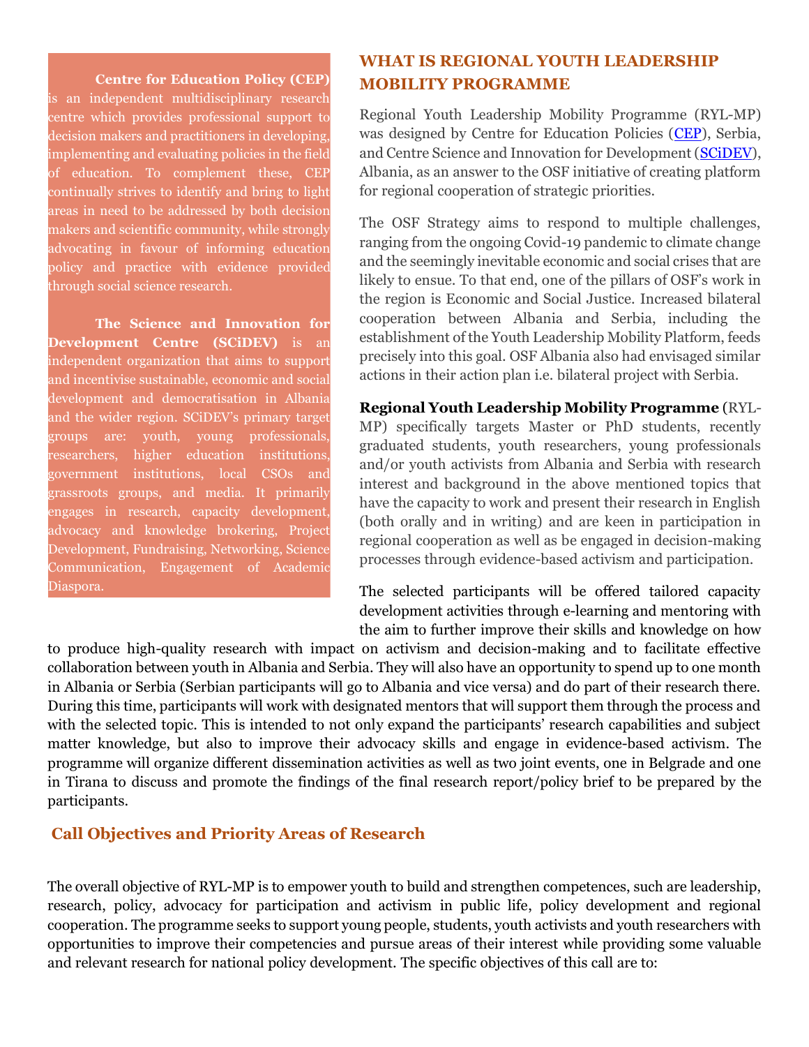**Centre for Education Policy (CEP)** is an independent multidisciplinary research centre which provides professional support to decision makers and practitioners in developing, implementing and evaluating policies in the field of education. To complement these, CEP continually strives to identify and bring to light areas in need to be addressed by both decision makers and scientific community, while strongly advocating in favour of informing education policy and practice with evidence provided through social science research.

**The Science and Innovation for Development Centre (SCiDEV)** is an independent organization that aims to support and incentivise sustainable, economic and social development and democratisation in Albania and the wider region. SCiDEV's primary target groups are: youth, young professionals, researchers, higher education institutions, government institutions, local CSOs and grassroots groups, and media. It primarily engages in research, capacity development, advocacy and knowledge brokering, Project Development, Fundraising, Networking, Science Communication, Engagement of Academic Diaspora.

## WHAT IS REGIONAL YOUTH LEADERSHIP MOBILITY PROGRAMME

Regional Youth Leadership Mobility Programme (RYL-MP) was designed by Centre for Education Policies (CEP), Serbia, and Centre Science and Innovation for Development (SCiDEV), Albania, as an answer to the OSF initiative of creating platform for regional cooperation of strategic priorities.

The OSF Strategy aims to respond to multiple challenges, ranging from the ongoing Covid-19 pandemic to climate change and the seemingly inevitable economic and social crises that are likely to ensue. To that end, one of the pillars of OSF's work in the region is Economic and Social Justice. Increased bilateral cooperation between Albania and Serbia, including the establishment of the Youth Leadership Mobility Platform, feeds precisely into this goal. OSF Albania also had envisaged similar actions in their action plan i.e. bilateral project with Serbia.

**Regional Youth Leadership Mobility Programme** (RYL-MP) specifically targets Master or PhD students, recently graduated students, youth researchers, young professionals and/or youth activists from Albania and Serbia with research interest and background in the above mentioned topics that have the capacity to work and present their research in English (both orally and in writing) and are keen in participation in regional cooperation as well as be engaged in decision-making processes through evidence-based activism and participation.

The selected participants will be offered tailored capacity development activities through e-learning and mentoring with the aim to further improve their skills and knowledge on how to produce high-quality research with impact on activism and decision-making and to facilitate effective collaboration between youth in Albania and Serbia. They will also have an opportunity to spend up to one month in Albania or Serbia (Serbian participants will go to Albania and vice versa) and do part of their research there. During this time, participants will work with designated mentors that will support them through the process and with the selected topic. This is intended to not only expand the participants' research capabilities and subject matter knowledge, but also to improve their advocacy skills and engage in evidence-based activism. The programme will organize different dissemination activities as well as two joint events, one in Belgrade and one in Tirana to discuss and promote the findings of the final research report/policy brief to be prepared by the participants.

## Call Objectives and Priority Areas of Research

The overall objective of RYL-MP is to empower youth to build and strengthen competences, such are leadership, research, policy, advocacy for participation and activism in public life, policy development and regional cooperation. The programme seeks to support young people, students, youth activists and youth researchers with opportunities to improve their competencies and pursue areas of their interest while providing some valuable and relevant research for national policy development. The specific objectives of this call are to: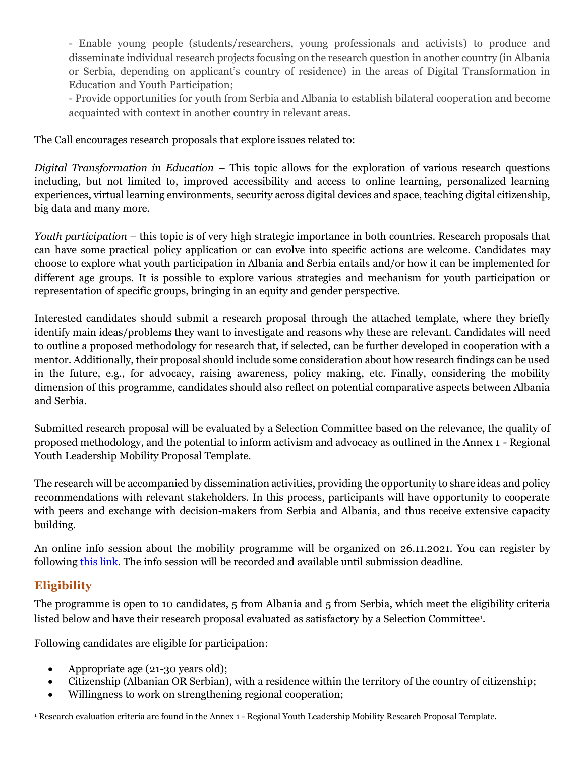- Enable young people (students/researchers, young professionals and activists) to produce and disseminate individual research projects focusing on the research question in another country (in Albania or Serbia, depending on applicant's country of residence) in the areas of Digital Transformation in Education and Youth Participation;
- Provide opportunities for youth from Serbia and Albania to establish bilateral cooperation and become acquainted with context in another country in relevant areas.

The Call encourages research proposals that explore issues related to:

*Digital Transformation in Education* – This topic allows for the exploration of various research questions including, but not limited to, improved accessibility and access to online learning, personalized learning experiences, virtual learning environments, security across digital devices and space, teaching digital citizenship, big data and many more.

*Youth participation* – this topic is of very high strategic importance in both countries. Research proposals that can have some practical policy application or can evolve into specific actions are welcome. Candidates may choose to explore what youth participation in Albania and Serbia entails and/or how it can be implemented for different age groups. It is possible to explore various strategies and mechanism for youth participation or representation of specific groups, bringing in an equity and gender perspective.

Interested candidates should submit a research proposal through the attached template, where they briefly identify main ideas/problems they want to investigate and reasons why these are relevant. Candidates will need to outline a proposed methodology for research that, if selected, can be further developed in cooperation with a mentor. Additionally, their proposal should include some consideration about how research findings can be used in the future, e.g., for advocacy, raising awareness, policy making, etc. Finally, considering the mobility dimension of this programme, candidates should also reflect on potential comparative aspects between Albania and Serbia.

Submitted research proposal will be evaluated by a Selection Committee based on the relevance, the quality of proposed methodology, and the potential to inform activism and advocacy as outlined in the Annex 1 - Regional Youth Leadership Mobility Proposal Template.

The research will be accompanied by dissemination activities, providing the opportunity to share ideas and policy recommendations with relevant stakeholders. In this process, participants will have opportunity to cooperate with peers and exchange with decision-makers from Serbia and Albania, and thus receive extensive capacity building.

An online info session about the mobility programme will be organized on 26.11.2021. You can register by following this link. The info session will be recorded and available until submission deadline.

## Eligibility

The programme is open to 10 candidates, 5 from Albania and 5 from Serbia, which meet the eligibility criteria listed below and have their research proposal evaluated as satisfactory by a Selection Committee[1].

Following candidates are eligible for participation:

- Appropriate age (21-30 years old);
- Citizenship (Albanian OR Serbian), with a residence within the territory of the country of citizenship;
- Willingness to work on strengthening regional cooperation;

[1] Research evaluation criteria are found in the Annex 1 - Regional Youth Leadership Mobility Research Proposal Template.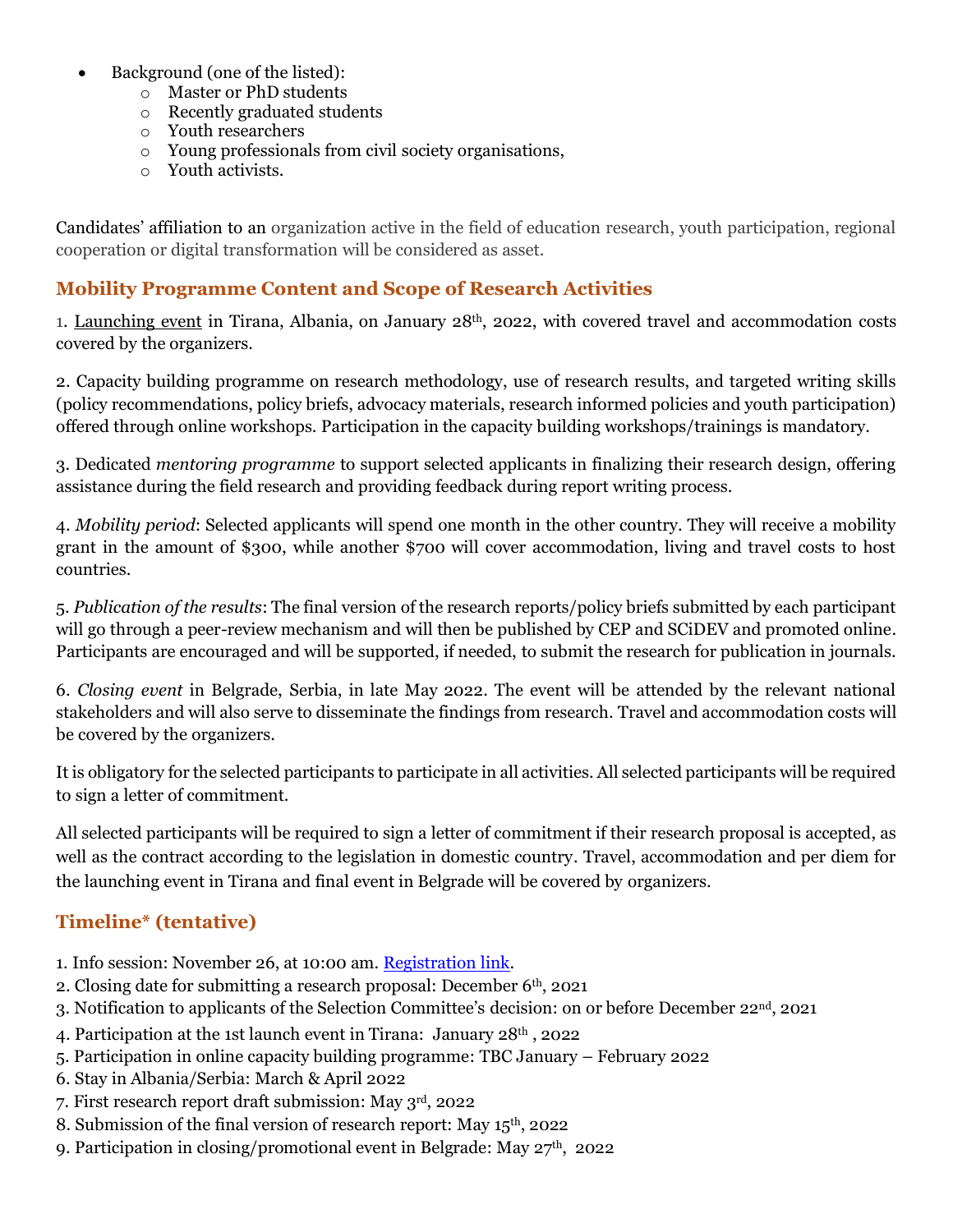- Background (one of the listed):
  - Master or PhD students
  - Recently graduated students
  - Youth researchers
  - Young professionals from civil society organisations,
  - Youth activists.

Candidates' affiliation to an organization active in the field of education research, youth participation, regional cooperation or digital transformation will be considered as asset.

## Mobility Programme Content and Scope of Research Activities

1. Launching event in Tirana, Albania, on January 28th, 2022, with covered travel and accommodation costs covered by the organizers.

2. Capacity building programme on research methodology, use of research results, and targeted writing skills (policy recommendations, policy briefs, advocacy materials, research informed policies and youth participation) offered through online workshops. Participation in the capacity building workshops/trainings is mandatory.

3. Dedicated *mentoring programme* to support selected applicants in finalizing their research design, offering assistance during the field research and providing feedback during report writing process.

4. *Mobility period*: Selected applicants will spend one month in the other country. They will receive a mobility grant in the amount of $300, while another $700 will cover accommodation, living and travel costs to host countries.

5. *Publication of the results*: The final version of the research reports/policy briefs submitted by each participant will go through a peer-review mechanism and will then be published by CEP and SCiDEV and promoted online. Participants are encouraged and will be supported, if needed, to submit the research for publication in journals.

6. *Closing event* in Belgrade, Serbia, in late May 2022. The event will be attended by the relevant national stakeholders and will also serve to disseminate the findings from research. Travel and accommodation costs will be covered by the organizers.

It is obligatory for the selected participants to participate in all activities. All selected participants will be required to sign a letter of commitment.

All selected participants will be required to sign a letter of commitment if their research proposal is accepted, as well as the contract according to the legislation in domestic country. Travel, accommodation and per diem for the launching event in Tirana and final event in Belgrade will be covered by organizers.

## Timeline* (tentative)

1. Info session: November 26, at 10:00 am. Registration link.
2. Closing date for submitting a research proposal: December 6th, 2021
3. Notification to applicants of the Selection Committee's decision: on or before December 22nd, 2021
4. Participation at the 1st launch event in Tirana: January 28th , 2022
5. Participation in online capacity building programme: TBC January – February 2022
6. Stay in Albania/Serbia: March & April 2022
7. First research report draft submission: May 3rd, 2022
8. Submission of the final version of research report: May 15th, 2022
9. Participation in closing/promotional event in Belgrade: May 27th, 2022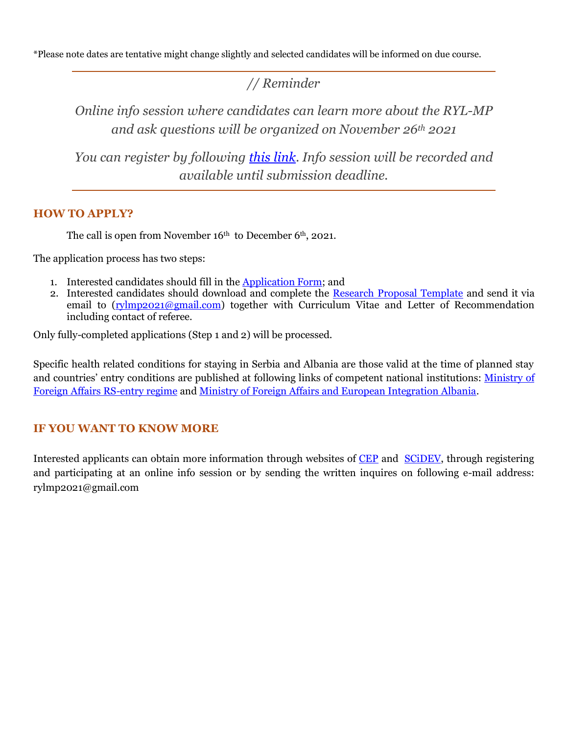*Please note dates are tentative might change slightly and selected candidates will be informed on due course.

---

*// Reminder*

*Online info session where candidates can learn more about the RYL-MP and ask questions will be organized on November 26th 2021*

*You can register by following [this link](). Info session will be recorded and available until submission deadline.*

---

## HOW TO APPLY?

The call is open from November 16th to December 6th, 2021.

The application process has two steps:

1. Interested candidates should fill in the [Application Form](); and
2. Interested candidates should download and complete the [Research Proposal Template]() and send it via email to ([rylmp2021@gmail.com](mailto:rylmp2021@gmail.com)) together with Curriculum Vitae and Letter of Recommendation including contact of referee.

Only fully-completed applications (Step 1 and 2) will be processed.

Specific health related conditions for staying in Serbia and Albania are those valid at the time of planned stay and countries' entry conditions are published at following links of competent national institutions: [Ministry of Foreign Affairs RS-entry regime]() and [Ministry of Foreign Affairs and European Integration Albania]().

## IF YOU WANT TO KNOW MORE

Interested applicants can obtain more information through websites of [CEP]() and [SCiDEV](), through registering and participating at an online info session or by sending the written inquires on following e-mail address: rylmp2021@gmail.com